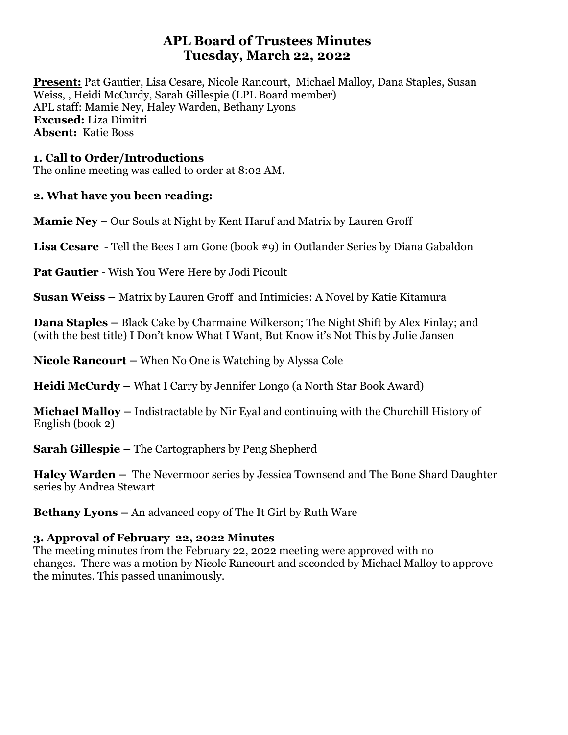# APL Board of Trustees Minutes
## Tuesday, March 22, 2022

**Present:** Pat Gautier, Lisa Cesare, Nicole Rancourt, Michael Malloy, Dana Staples, Susan Weiss, , Heidi McCurdy, Sarah Gillespie (LPL Board member)
APL staff: Mamie Ney, Haley Warden, Bethany Lyons
**Excused:** Liza Dimitri
**Absent:** Katie Boss

### 1. Call to Order/Introductions

The online meeting was called to order at 8:02 AM.

### 2. What have you been reading:

**Mamie Ney** – Our Souls at Night by Kent Haruf and Matrix by Lauren Groff

**Lisa Cesare** - Tell the Bees I am Gone (book #9) in Outlander Series by Diana Gabaldon

**Pat Gautier** - Wish You Were Here by Jodi Picoult

**Susan Weiss –** Matrix by Lauren Groff and Intimicies: A Novel by Katie Kitamura

**Dana Staples –** Black Cake by Charmaine Wilkerson; The Night Shift by Alex Finlay; and (with the best title) I Don't know What I Want, But Know it's Not This by Julie Jansen

**Nicole Rancourt –** When No One is Watching by Alyssa Cole

**Heidi McCurdy –** What I Carry by Jennifer Longo (a North Star Book Award)

**Michael Malloy –** Indistractable by Nir Eyal and continuing with the Churchill History of English (book 2)

**Sarah Gillespie –** The Cartographers by Peng Shepherd

**Haley Warden –** The Nevermoor series by Jessica Townsend and The Bone Shard Daughter series by Andrea Stewart

**Bethany Lyons –** An advanced copy of The It Girl by Ruth Ware

### 3. Approval of February 22, 2022 Minutes

The meeting minutes from the February 22, 2022 meeting were approved with no changes. There was a motion by Nicole Rancourt and seconded by Michael Malloy to approve the minutes. This passed unanimously.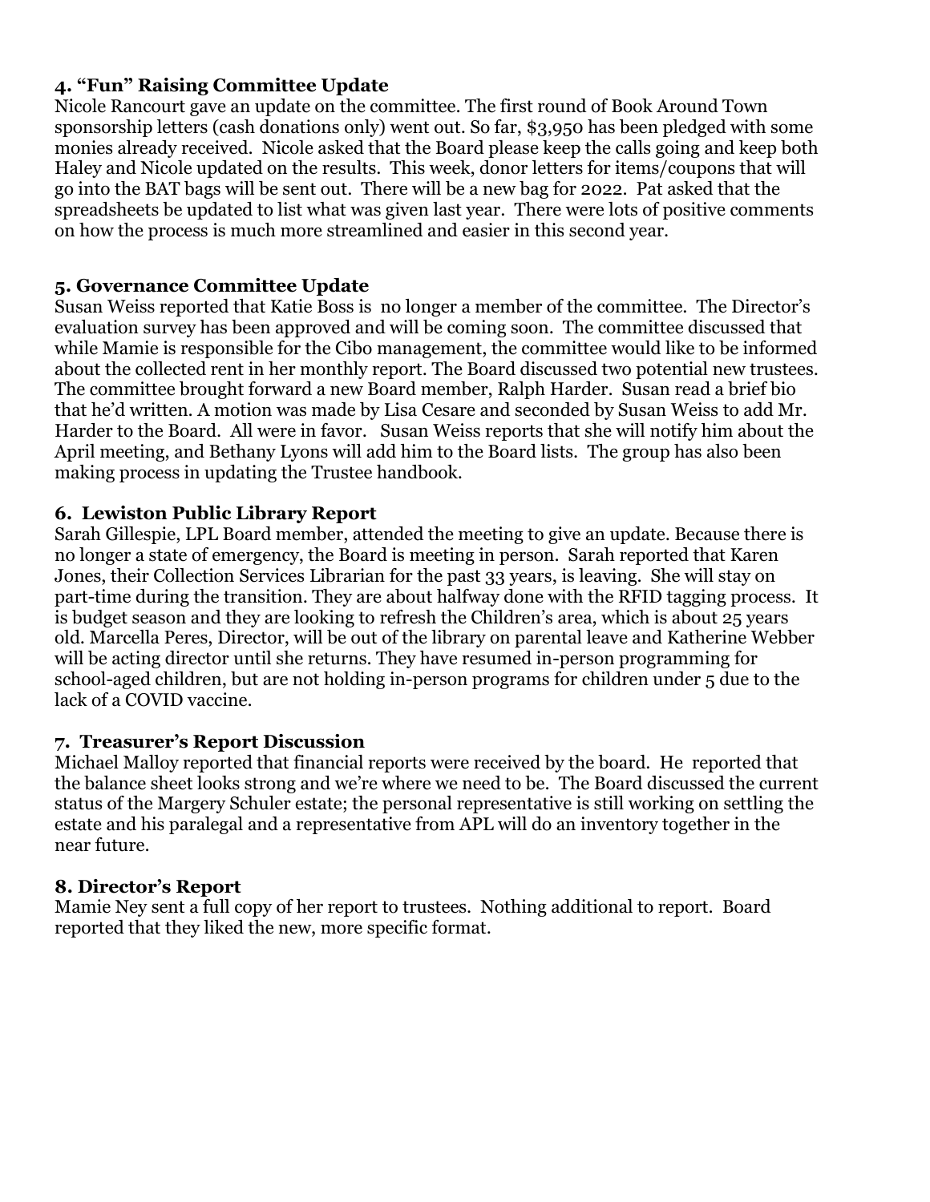### 4. "Fun" Raising Committee Update

Nicole Rancourt gave an update on the committee. The first round of Book Around Town sponsorship letters (cash donations only) went out. So far, $3,950 has been pledged with some monies already received. Nicole asked that the Board please keep the calls going and keep both Haley and Nicole updated on the results. This week, donor letters for items/coupons that will go into the BAT bags will be sent out. There will be a new bag for 2022. Pat asked that the spreadsheets be updated to list what was given last year. There were lots of positive comments on how the process is much more streamlined and easier in this second year.

### 5. Governance Committee Update

Susan Weiss reported that Katie Boss is no longer a member of the committee. The Director's evaluation survey has been approved and will be coming soon. The committee discussed that while Mamie is responsible for the Cibo management, the committee would like to be informed about the collected rent in her monthly report. The Board discussed two potential new trustees. The committee brought forward a new Board member, Ralph Harder. Susan read a brief bio that he'd written. A motion was made by Lisa Cesare and seconded by Susan Weiss to add Mr. Harder to the Board. All were in favor. Susan Weiss reports that she will notify him about the April meeting, and Bethany Lyons will add him to the Board lists. The group has also been making process in updating the Trustee handbook.

### 6. Lewiston Public Library Report

Sarah Gillespie, LPL Board member, attended the meeting to give an update. Because there is no longer a state of emergency, the Board is meeting in person. Sarah reported that Karen Jones, their Collection Services Librarian for the past 33 years, is leaving. She will stay on part-time during the transition. They are about halfway done with the RFID tagging process. It is budget season and they are looking to refresh the Children's area, which is about 25 years old. Marcella Peres, Director, will be out of the library on parental leave and Katherine Webber will be acting director until she returns. They have resumed in-person programming for school-aged children, but are not holding in-person programs for children under 5 due to the lack of a COVID vaccine.

### 7. Treasurer's Report Discussion

Michael Malloy reported that financial reports were received by the board. He reported that the balance sheet looks strong and we're where we need to be. The Board discussed the current status of the Margery Schuler estate; the personal representative is still working on settling the estate and his paralegal and a representative from APL will do an inventory together in the near future.

### 8. Director's Report

Mamie Ney sent a full copy of her report to trustees. Nothing additional to report. Board reported that they liked the new, more specific format.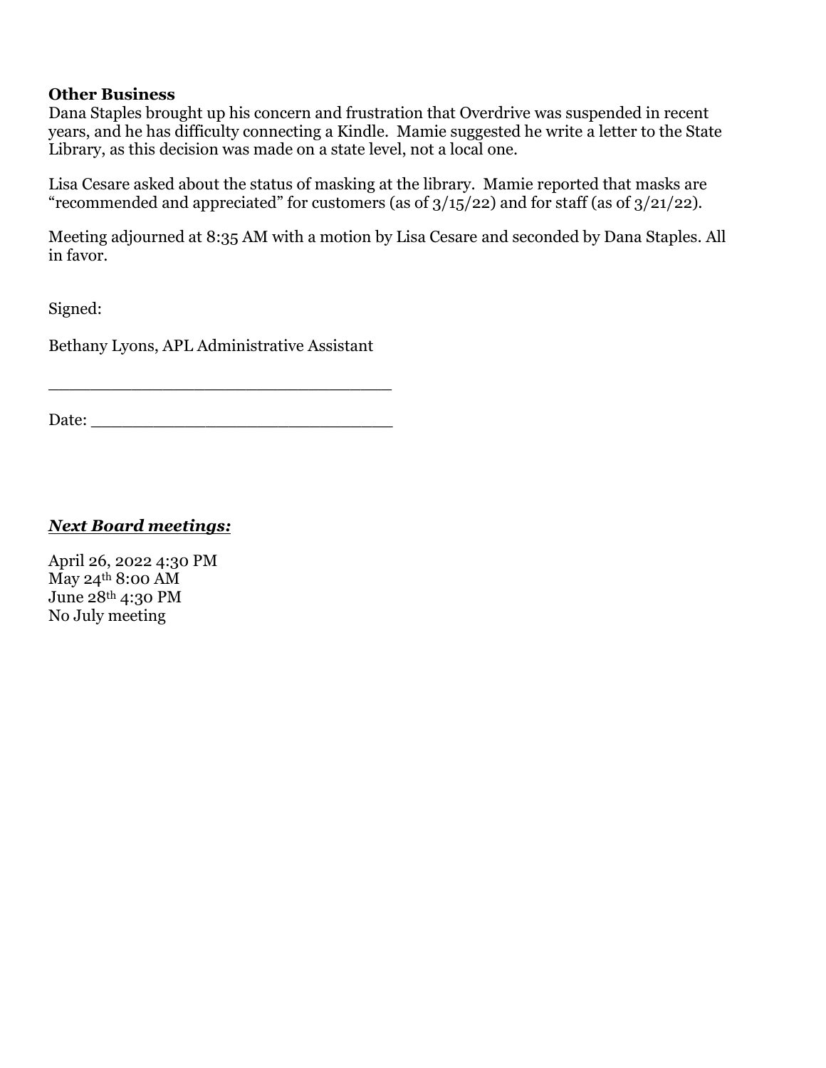**Other Business**

Dana Staples brought up his concern and frustration that Overdrive was suspended in recent years, and he has difficulty connecting a Kindle. Mamie suggested he write a letter to the State Library, as this decision was made on a state level, not a local one.

Lisa Cesare asked about the status of masking at the library. Mamie reported that masks are "recommended and appreciated" for customers (as of 3/15/22) and for staff (as of 3/21/22).

Meeting adjourned at 8:35 AM with a motion by Lisa Cesare and seconded by Dana Staples. All in favor.

Signed:

Bethany Lyons, APL Administrative Assistant

___________________________________

Date: ______________________________

***Next Board meetings:***

April 26, 2022 4:30 PM
May 24th 8:00 AM
June 28th 4:30 PM
No July meeting